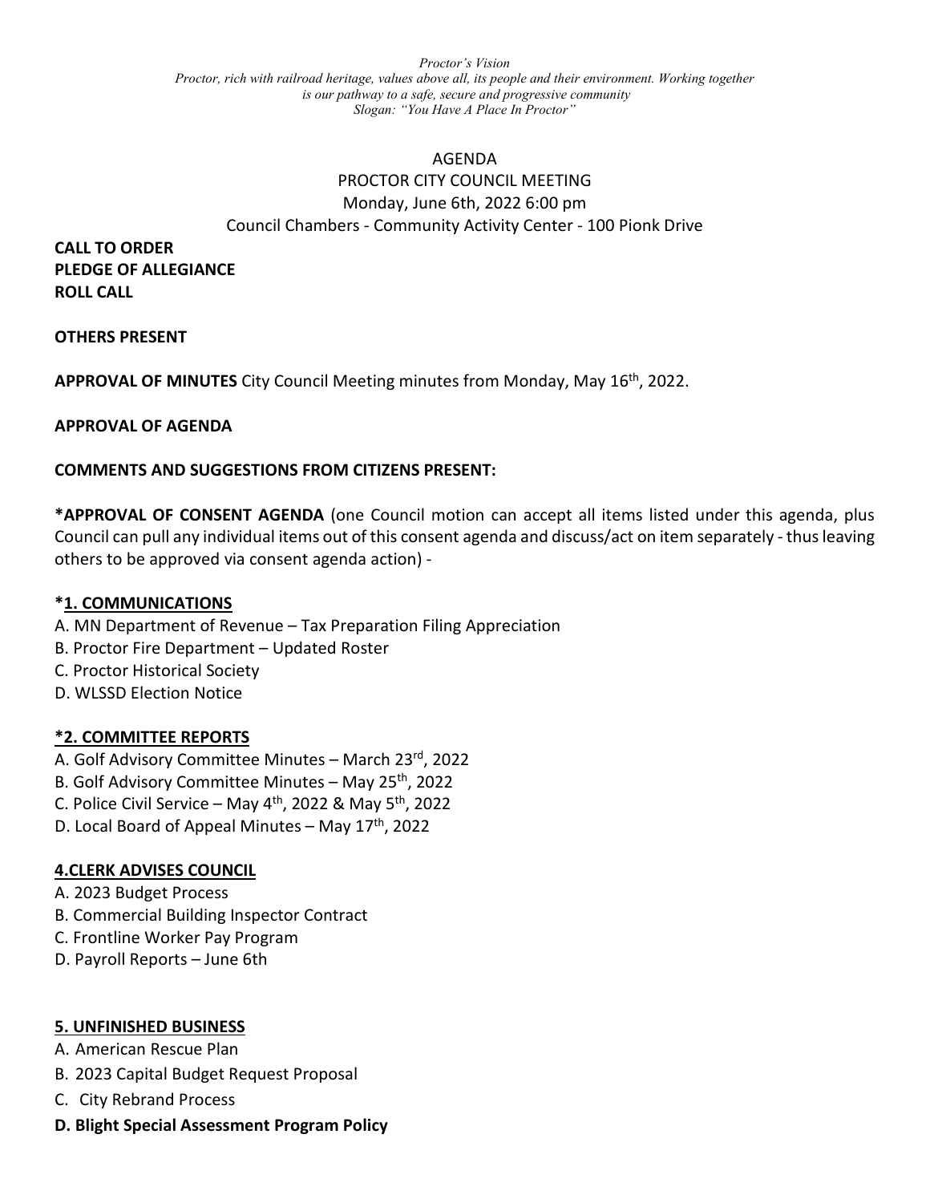*Proctor's Vision*
*Proctor, rich with railroad heritage, values above all, its people and their environment. Working together is our pathway to a safe, secure and progressive community*
*Slogan: "You Have A Place In Proctor"*

AGENDA
PROCTOR CITY COUNCIL MEETING
Monday, June 6th, 2022 6:00 pm
Council Chambers - Community Activity Center - 100 Pionk Drive

**CALL TO ORDER**
**PLEDGE OF ALLEGIANCE**
**ROLL CALL**

**OTHERS PRESENT**

**APPROVAL OF MINUTES** City Council Meeting minutes from Monday, May 16th, 2022.

**APPROVAL OF AGENDA**

**COMMENTS AND SUGGESTIONS FROM CITIZENS PRESENT:**

***APPROVAL OF CONSENT AGENDA** (one Council motion can accept all items listed under this agenda, plus Council can pull any individual items out of this consent agenda and discuss/act on item separately - thus leaving others to be approved via consent agenda action) -

**\*1. COMMUNICATIONS**

A. MN Department of Revenue – Tax Preparation Filing Appreciation
B. Proctor Fire Department – Updated Roster
C. Proctor Historical Society
D. WLSSD Election Notice

**\*2. COMMITTEE REPORTS**

A. Golf Advisory Committee Minutes – March 23rd, 2022
B. Golf Advisory Committee Minutes – May 25th, 2022
C. Police Civil Service – May 4th, 2022 & May 5th, 2022
D. Local Board of Appeal Minutes – May 17th, 2022

**4.CLERK ADVISES COUNCIL**

A. 2023 Budget Process
B. Commercial Building Inspector Contract
C. Frontline Worker Pay Program
D. Payroll Reports – June 6th

**5. UNFINISHED BUSINESS**

A. American Rescue Plan
B. 2023 Capital Budget Request Proposal
C. City Rebrand Process
**D. Blight Special Assessment Program Policy**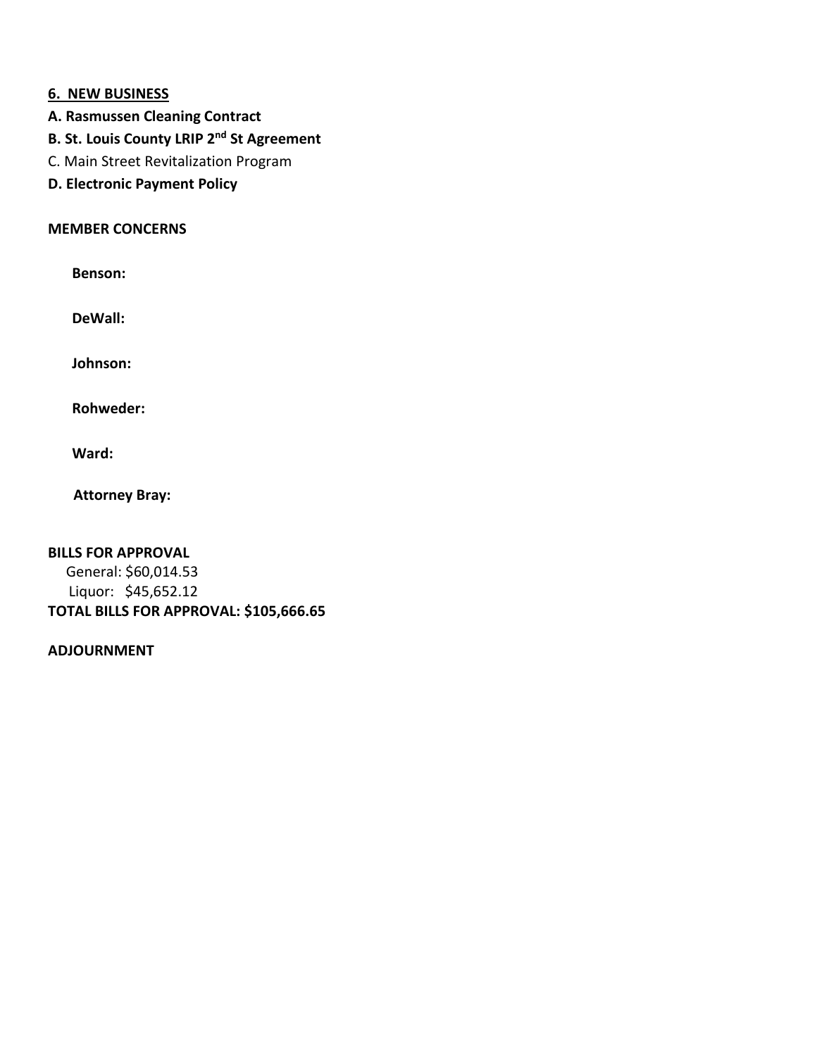**6. NEW BUSINESS**

**A. Rasmussen Cleaning Contract**

**B. St. Louis County LRIP 2nd St Agreement**

C. Main Street Revitalization Program

**D. Electronic Payment Policy**

**MEMBER CONCERNS**

**Benson:**

**DeWall:**

**Johnson:**

**Rohweder:**

**Ward:**

**Attorney Bray:**

**BILLS FOR APPROVAL**

General: $60,014.53

Liquor: $45,652.12

**TOTAL BILLS FOR APPROVAL: $105,666.65**

**ADJOURNMENT**